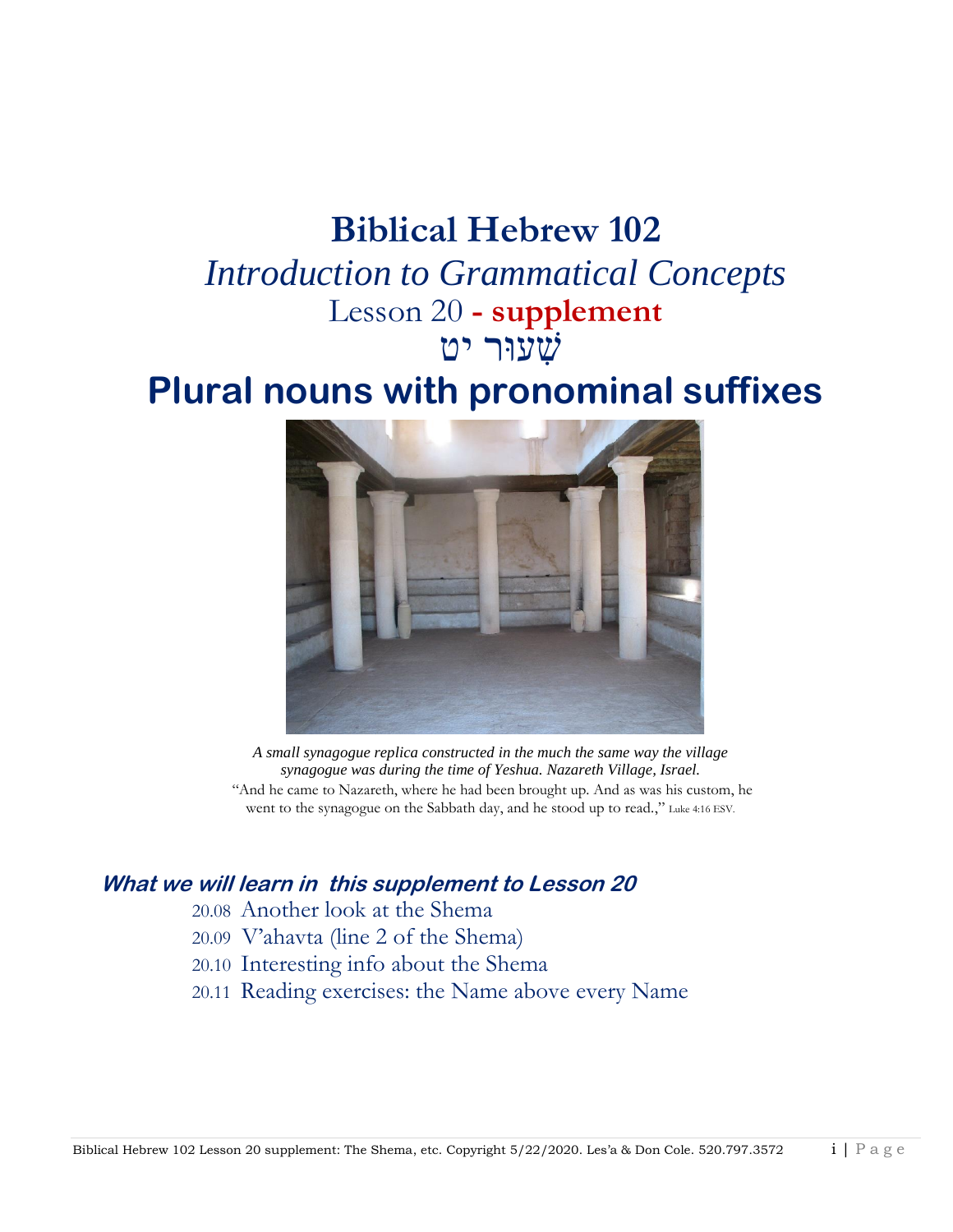# Biblical Hebrew 102

*Introduction to Grammatical Concepts*

Lesson 20 **- supplement**

שְׁעוּר יט

# Plural nouns with pronominal suffixes

*A small synagogue replica constructed in the much the same way the village synagogue was during the time of Yeshua. Nazareth Village, Israel.*

"And he came to Nazareth, where he had been brought up. And as was his custom, he went to the synagogue on the Sabbath day, and he stood up to read.," Luke 4:16 ESV.

## *What we will learn in this supplement to Lesson 20*

20.08 Another look at the Shema
20.09 V'ahavta (line 2 of the Shema)
20.10 Interesting info about the Shema
20.11 Reading exercises: the Name above every Name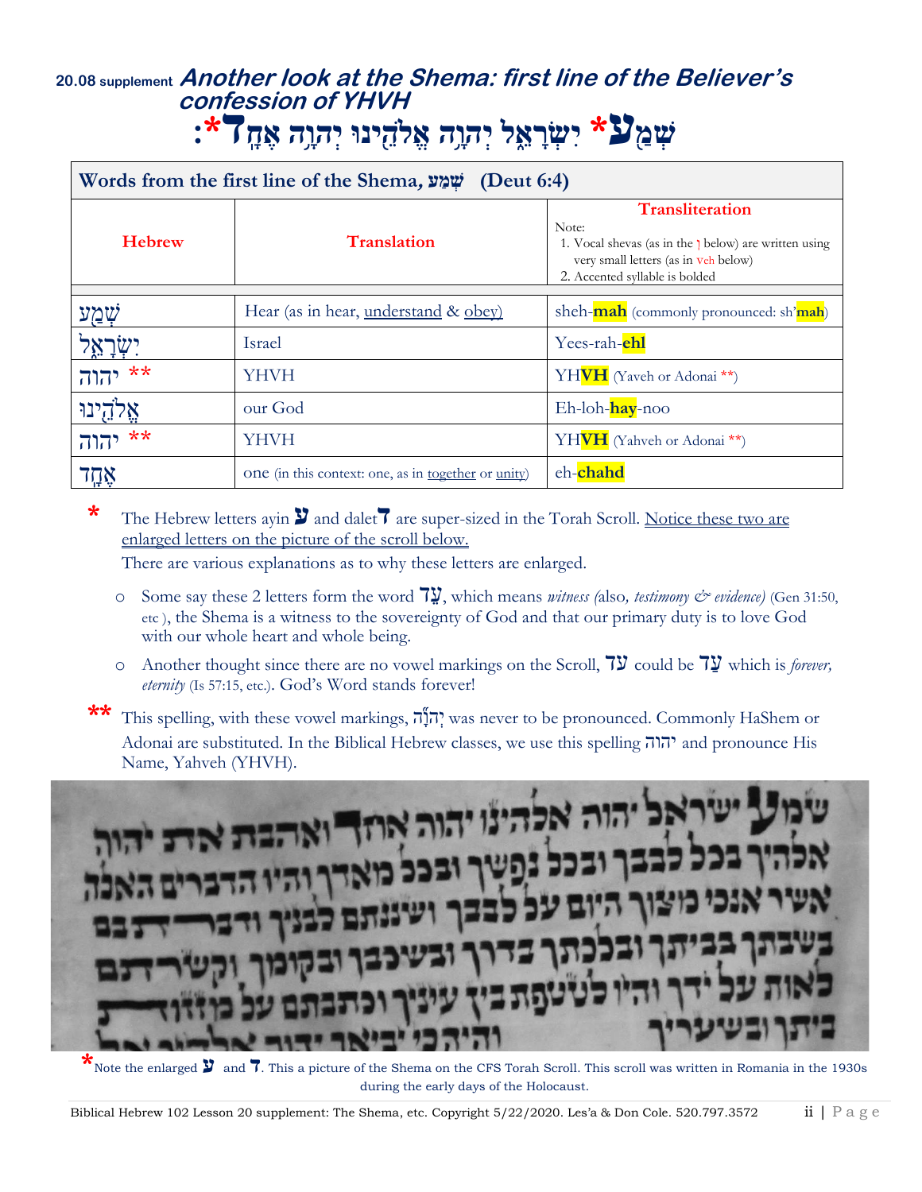## 20.08 supplement *Another look at the Shema: first line of the Believer's confession of YHVH*

# שְׁמַ**ע*** יִשְׂרָאֵל יְהוָה אֱלֹהֵינוּ יְהוָה אֶחָ**ד***:

| Words from the first line of the Shema, שְׁמַע (Deut 6:4) | | |
|---|---|---|
| **Hebrew** | **Translation** | **Transliteration**<br>Note:<br>1. Vocal shevas (as in the ְ below) are written using very small letters (as in veh below)<br>2. Accented syllable is bolded |
| שְׁמַע | Hear (as in hear, understand & obey) | sheh-**mah** (commonly pronounced: sh'**mah**) |
| יִשְׂרָאֵל | Israel | Yees-rah-**ehl** |
| יהוה ** | YHVH | YH**VH** (Yaveh or Adonai **) |
| אֱלֹהֵינוּ | our God | Eh-loh-**hay**-noo |
| יהוה ** | YHVH | YH**VH** (Yahveh or Adonai **) |
| אֶחָד | one (in this context: one, as in together or unity) | eh-**chahd** |

\* The Hebrew letters ayin ע and dalet ד are super-sized in the Torah Scroll. Notice these two are enlarged letters on the picture of the scroll below.
There are various explanations as to why these letters are enlarged.

- Some say these 2 letters form the word עֵד, which means *witness (*also*, testimony & evidence)* (Gen 31:50, etc ), the Shema is a witness to the sovereignty of God and that our primary duty is to love God with our whole heart and whole being.
- Another thought since there are no vowel markings on the Scroll, עד could be עַד which is *forever, eternity* (Is 57:15, etc.). God's Word stands forever!

\*\* This spelling, with these vowel markings, יְהוָֹה was never to be pronounced. Commonly HaShem or Adonai are substituted. In the Biblical Hebrew classes, we use this spelling יהוה and pronounce His Name, Yahveh (YHVH).

שמע ישראל יהוה אלהינו יהוה אחד ואהבת את יהוה
אלהיך בכל לבבך ובכל נפשך ובכל מאדך והיו הדברים האלה
אשר אנכי מצוך היום על לבבך ושננתם לבניך ודברת בם
בשבתך בביתך ובלכתך בדרך ובשכבך ובקומך וקשרתם
לאות על ידך והיו לטטפת בין עיניך וכתבתם על מזזות
ביתך ובשעריך

\*Note the enlarged ע and ד. This a picture of the Shema on the CFS Torah Scroll. This scroll was written in Romania in the 1930s during the early days of the Holocaust.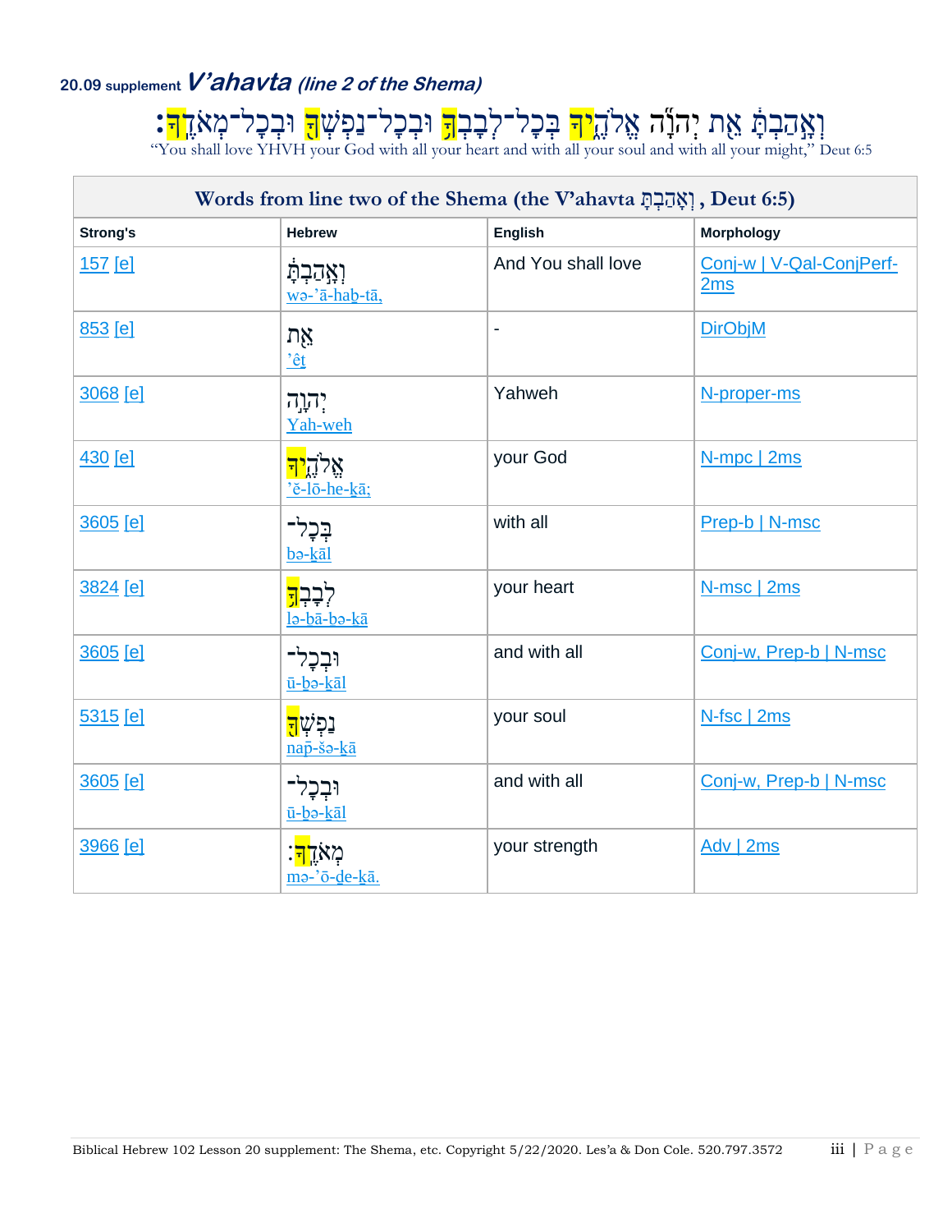**20.09 supplement** ***V'ahavta*** ***(line 2 of the Shema)***

וְאָֽהַבְתָּ֔ אֵ֖ת יְהוָ֣ה אֱלֹהֶ֑יךָ בְּכָל־לְבָבְךָ֥ וּבְכָל־נַפְשְׁךָ֖ וּבְכָל־מְאֹדֶֽךָ׃

"You shall love YHVH your God with all your heart and with all your soul and with all your might," Deut 6:5

| Words from line two of the Shema (the V'ahavta וְאָֽהַבְתָּ֔, Deut 6:5) | | | |
|---|---|---|---|
| Strong's | Hebrew | English | Morphology |
| 157 [e] | וְאָֽהַבְתָּ֔ wə-'ā-haḇ-tā, | And You shall love | Conj-w \| V-Qal-ConjPerf-2ms |
| 853 [e] | אֵ֖ת 'êṯ | - | DirObjM |
| 3068 [e] | יְהוָ֣ה Yah-weh | Yahweh | N-proper-ms |
| 430 [e] | אֱלֹהֶ֑יךָ 'ĕ-lō-he-ḵā; | your God | N-mpc \| 2ms |
| 3605 [e] | בְּכָל־ bə-ḵāl | with all | Prep-b \| N-msc |
| 3824 [e] | לְבָבְךָ֥ lə-ḇā-ḇə-ḵā | your heart | N-msc \| 2ms |
| 3605 [e] | וּבְכָל־ ū-ḇə-ḵāl | and with all | Conj-w, Prep-b \| N-msc |
| 5315 [e] | נַפְשְׁךָ֖ nap̄-šə-ḵā | your soul | N-fsc \| 2ms |
| 3605 [e] | וּבְכָל־ ū-ḇə-ḵāl | and with all | Conj-w, Prep-b \| N-msc |
| 3966 [e] | מְאֹדֶֽךָ׃ mə-'ō-ḏe-ḵā. | your strength | Adv \| 2ms |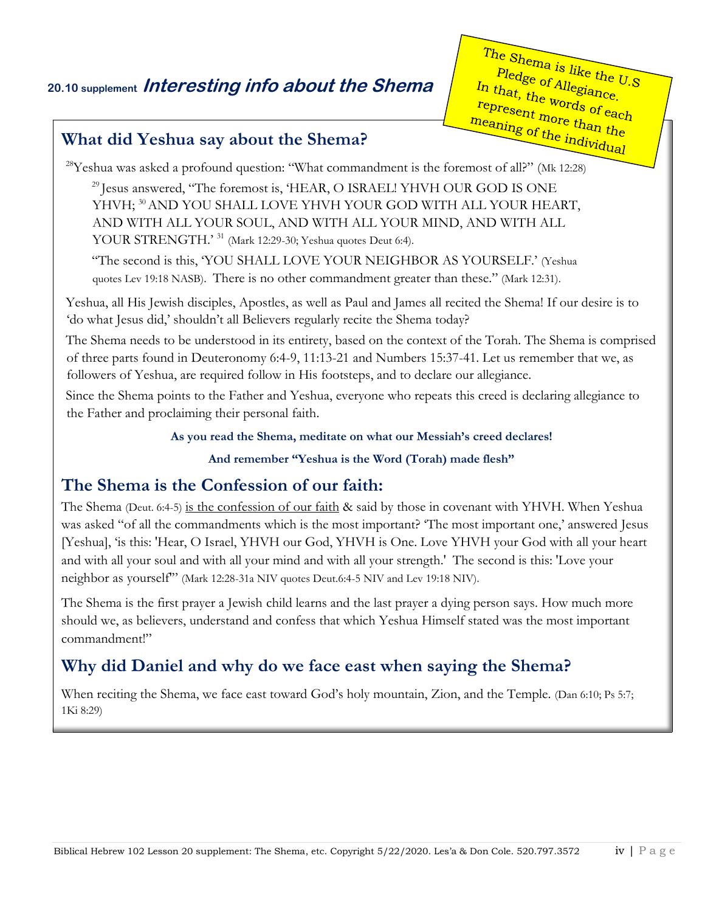**20.10 supplement** ***Interesting info about the Shema***

The Shema is like the U.S Pledge of Allegiance. In that, the words of each represent more than the meaning of the individual

## What did Yeshua say about the Shema?

[28]Yeshua was asked a profound question: "What commandment is the foremost of all?" (Mk 12:28)

> [29] Jesus answered, "The foremost is, 'HEAR, O ISRAEL! YHVH OUR GOD IS ONE YHVH; [30] AND YOU SHALL LOVE YHVH YOUR GOD WITH ALL YOUR HEART, AND WITH ALL YOUR SOUL, AND WITH ALL YOUR MIND, AND WITH ALL YOUR STRENGTH.' [31] (Mark 12:29-30; Yeshua quotes Deut 6:4).
>
> "The second is this, 'YOU SHALL LOVE YOUR NEIGHBOR AS YOURSELF.' (Yeshua quotes Lev 19:18 NASB). There is no other commandment greater than these." (Mark 12:31).

Yeshua, all His Jewish disciples, Apostles, as well as Paul and James all recited the Shema! If our desire is to 'do what Jesus did,' shouldn't all Believers regularly recite the Shema today?

The Shema needs to be understood in its entirety, based on the context of the Torah. The Shema is comprised of three parts found in Deuteronomy 6:4-9, 11:13-21 and Numbers 15:37-41. Let us remember that we, as followers of Yeshua, are required follow in His footsteps, and to declare our allegiance.

Since the Shema points to the Father and Yeshua, everyone who repeats this creed is declaring allegiance to the Father and proclaiming their personal faith.

**As you read the Shema, meditate on what our Messiah's creed declares!**

**And remember "Yeshua is the Word (Torah) made flesh"**

## The Shema is the Confession of our faith:

The Shema (Deut. 6:4-5) <u>is the confession of our faith</u> & said by those in covenant with YHVH. When Yeshua was asked "of all the commandments which is the most important? 'The most important one,' answered Jesus [Yeshua], 'is this: 'Hear, O Israel, YHVH our God, YHVH is One. Love YHVH your God with all your heart and with all your soul and with all your mind and with all your strength.' The second is this: 'Love your neighbor as yourself'" (Mark 12:28-31a NIV quotes Deut.6:4-5 NIV and Lev 19:18 NIV).

The Shema is the first prayer a Jewish child learns and the last prayer a dying person says. How much more should we, as believers, understand and confess that which Yeshua Himself stated was the most important commandment!"

## Why did Daniel and why do we face east when saying the Shema?

When reciting the Shema, we face east toward God's holy mountain, Zion, and the Temple. (Dan 6:10; Ps 5:7; 1Ki 8:29)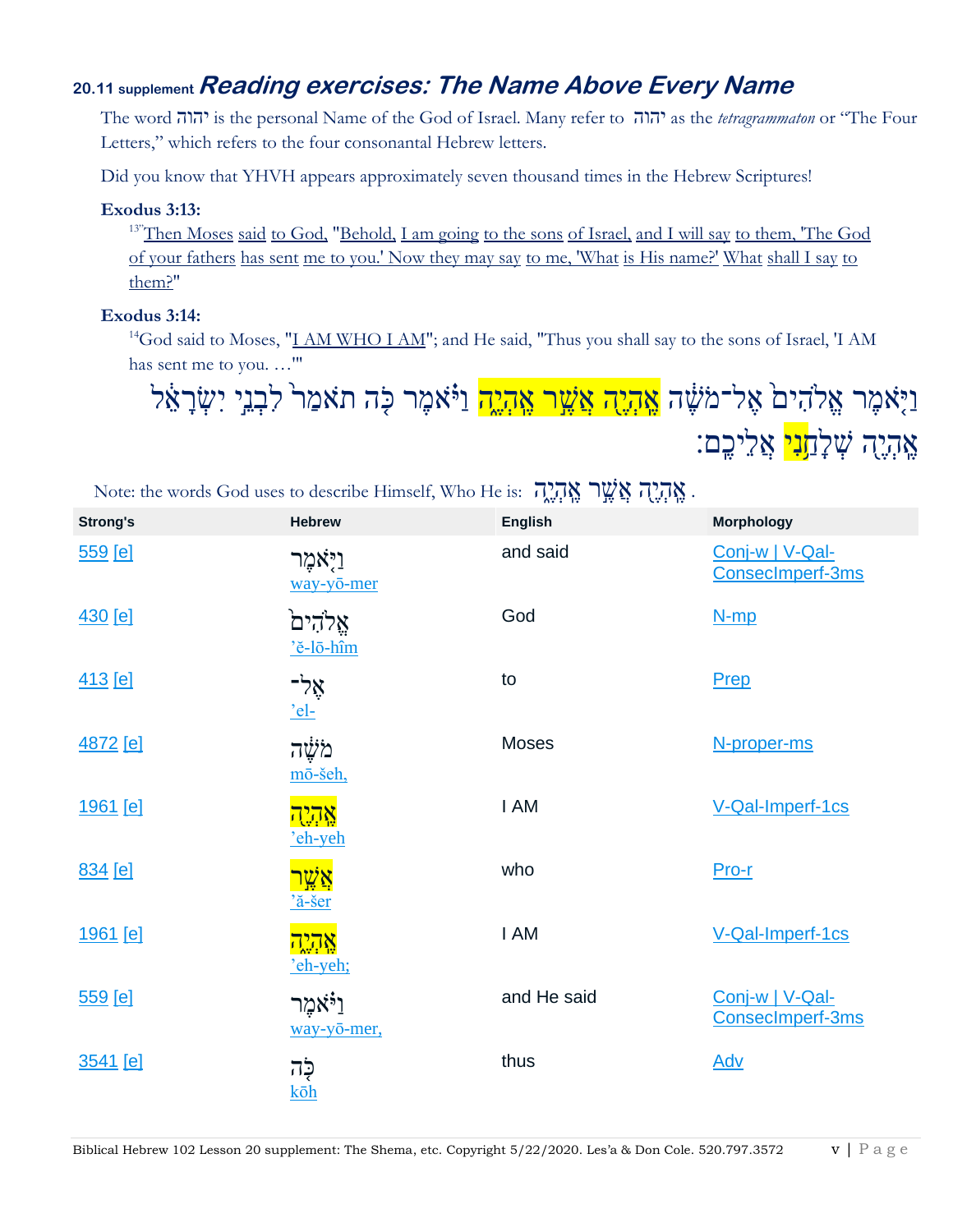### 20.11 supplement *Reading exercises: The Name Above Every Name*

The word יהוה is the personal Name of the God of Israel. Many refer to יהוה as the *tetragrammaton* or "The Four Letters," which refers to the four consonantal Hebrew letters.

Did you know that YHVH appears approximately seven thousand times in the Hebrew Scriptures!

**Exodus 3:13:**

[13]"Then Moses said to God, "Behold, I am going to the sons of Israel, and I will say to them, 'The God of your fathers has sent me to you.' Now they may say to me, 'What is His name?' What shall I say to them?"

**Exodus 3:14:**

[14]God said to Moses, "I AM WHO I AM"; and He said, "Thus you shall say to the sons of Israel, 'I AM has sent me to you. …'"

וַיֹּ֤אמֶר אֱלֹהִים֙ אֶל־מֹשֶׁ֔ה אֶֽהְיֶ֖ה אֲשֶׁ֣ר אֶֽהְיֶ֑ה וַיֹּ֗אמֶר כֹּ֤ה תֹאמַר֙ לִבְנֵ֣י יִשְׂרָאֵ֔ל אֶֽהְיֶ֖ה שְׁלָחַ֥נִי אֲלֵיכֶֽם׃

Note: the words God uses to describe Himself, Who He is: אֶֽהְיֶ֖ה אֲשֶׁ֣ר אֶֽהְיֶ֑ה .

| Strong's | Hebrew | English | Morphology |
|---|---|---|---|
| 559 [e] | וַיֹּ֤אמֶר way-yō-mer | and said | Conj-w \| V-Qal-ConsecImperf-3ms |
| 430 [e] | אֱלֹהִים֙ 'ĕ-lō-hîm | God | N-mp |
| 413 [e] | אֶל־ 'el- | to | Prep |
| 4872 [e] | מֹשֶׁ֔ה mō-šeh, | Moses | N-proper-ms |
| 1961 [e] | אֶֽהְיֶ֖ה 'eh-yeh | I AM | V-Qal-Imperf-1cs |
| 834 [e] | אֲשֶׁ֣ר 'ă-šer | who | Pro-r |
| 1961 [e] | אֶֽהְיֶ֑ה 'eh-yeh; | I AM | V-Qal-Imperf-1cs |
| 559 [e] | וַיֹּ֗אמֶר way-yō-mer, | and He said | Conj-w \| V-Qal-ConsecImperf-3ms |
| 3541 [e] | כֹּ֤ה kōh | thus | Adv |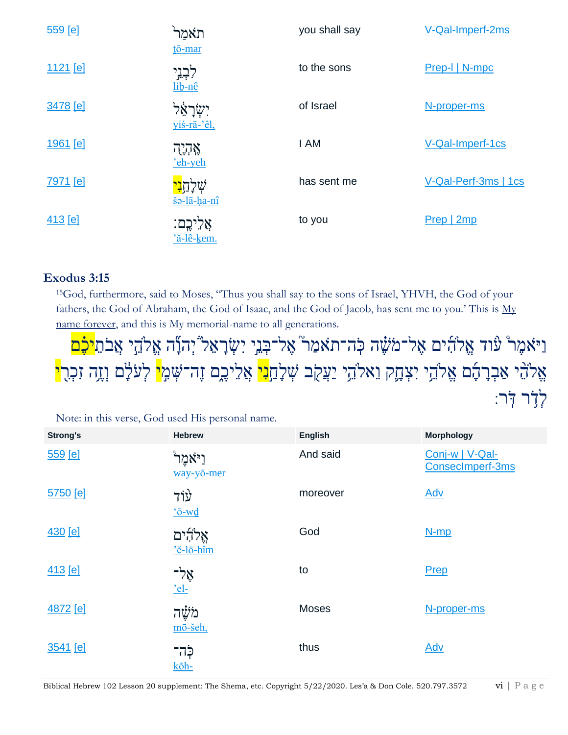| | | | |
|---|---|---|---|
| 559 [e] | תֹאמַ֞ר<br>tō-mar | you shall say | V-Qal-Imperf-2ms |
| 1121 [e] | לִבְנֵ֣י<br>liḇ-nê | to the sons | Prep-l \| N-mpc |
| 3478 [e] | יִשְׂרָאֵ֔ל<br>yiś-rā-'êl, | of Israel | N-proper-ms |
| 1961 [e] | אֶֽהְיֶ֖ה<br>'eh-yeh | I AM | V-Qal-Imperf-1cs |
| 7971 [e] | שְׁלָחַ֥נִי<br>šə-lā-ha-nî | has sent me | V-Qal-Perf-3ms \| 1cs |
| 413 [e] | אֲלֵיכֶֽם׃<br>'ă-lê-ḵem. | to you | Prep \| 2mp |

## Exodus 3:15

[15]God, furthermore, said to Moses, "Thus you shall say to the sons of Israel, YHVH, the God of your fathers, the God of Abraham, the God of Isaac, and the God of Jacob, has sent me to you.' This is My name forever, and this is My memorial-name to all generations.

וַיֹּאמֶר֩ ע֨וֹד אֱלֹהִ֜ים אֶל־מֹשֶׁ֗ה כֹּֽה־תֹאמַר֮ אֶל־בְּנֵ֣י יִשְׂרָאֵל֒ יְהוָ֞ה אֱלֹהֵ֣י אֲבֹתֵיכֶ֗ם אֱלֹהֵ֨י אַבְרָהָ֜ם אֱלֹהֵ֥י יִצְחָ֛ק וֵאלֹהֵ֥י יַעֲקֹ֖ב שְׁלָחַ֣נִי אֲלֵיכֶ֑ם זֶה־שְּׁמִ֣י לְעֹלָ֔ם וְזֶ֥ה זִכְרִ֖י לְדֹ֥ר דֹּֽר׃

Note: in this verse, God used His personal name.

| Strong's | Hebrew | English | Morphology |
|---|---|---|---|
| 559 [e] | וַיֹּאמֶר֩<br>way-yō-mer | And said | Conj-w \| V-Qal-ConsecImperf-3ms |
| 5750 [e] | ע֨וֹד<br>'ō-wḏ | moreover | Adv |
| 430 [e] | אֱלֹהִ֜ים<br>'ĕ-lō-hîm | God | N-mp |
| 413 [e] | אֶל־<br>'el- | to | Prep |
| 4872 [e] | מֹשֶׁ֗ה<br>mō-šeh, | Moses | N-proper-ms |
| 3541 [e] | כֹּֽה־<br>kōh- | thus | Adv |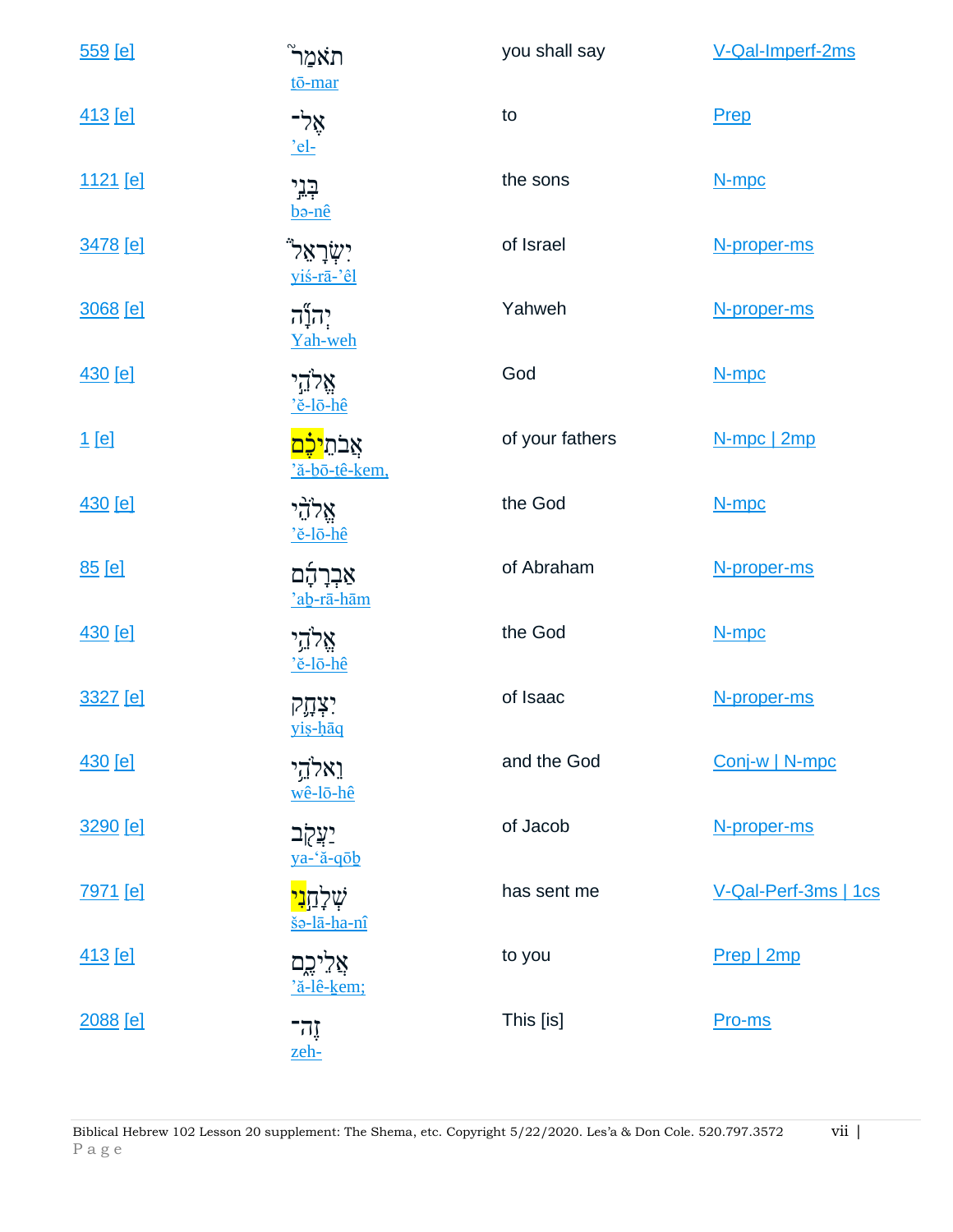| | | | |
|---|---|---|---|
| 559 [e] | תֹאמַר֮ tō-mar | you shall say | V-Qal-Imperf-2ms |
| 413 [e] | אֶל־ 'el- | to | Prep |
| 1121 [e] | בְּנֵ֣י bə-nê | the sons | N-mpc |
| 3478 [e] | יִשְׂרָאֵל֒ yiś-rā-'êl | of Israel | N-proper-ms |
| 3068 [e] | יְהוָ֞ה Yah-weh | Yahweh | N-proper-ms |
| 430 [e] | אֱלֹהֵ֣י 'ĕ-lō-hê | God | N-mpc |
| 1 [e] | אֲבֹתֵיכֶ֗ם 'ă-ḇō-tê-kem, | of your fathers | N-mpc \| 2mp |
| 430 [e] | אֱלֹהֵ֨י 'ĕ-lō-hê | the God | N-mpc |
| 85 [e] | אַבְרָהָ֜ם 'aḇ-rā-hām | of Abraham | N-proper-ms |
| 430 [e] | אֱלֹהֵ֥י 'ĕ-lō-hê | the God | N-mpc |
| 3327 [e] | יִצְחָ֛ק yiṣ-ḥāq | of Isaac | N-proper-ms |
| 430 [e] | וֵאלֹהֵ֥י wê-lō-hê | and the God | Conj-w \| N-mpc |
| 3290 [e] | יַעֲקֹ֖ב ya-'ă-qōḇ | of Jacob | N-proper-ms |
| 7971 [e] | שְׁלָחַ֣נִי šə-lā-ha-nî | has sent me | V-Qal-Perf-3ms \| 1cs |
| 413 [e] | אֲלֵיכֶ֑ם 'ă-lê-ḵem; | to you | Prep \| 2mp |
| 2088 [e] | זֶה־ zeh- | This [is] | Pro-ms |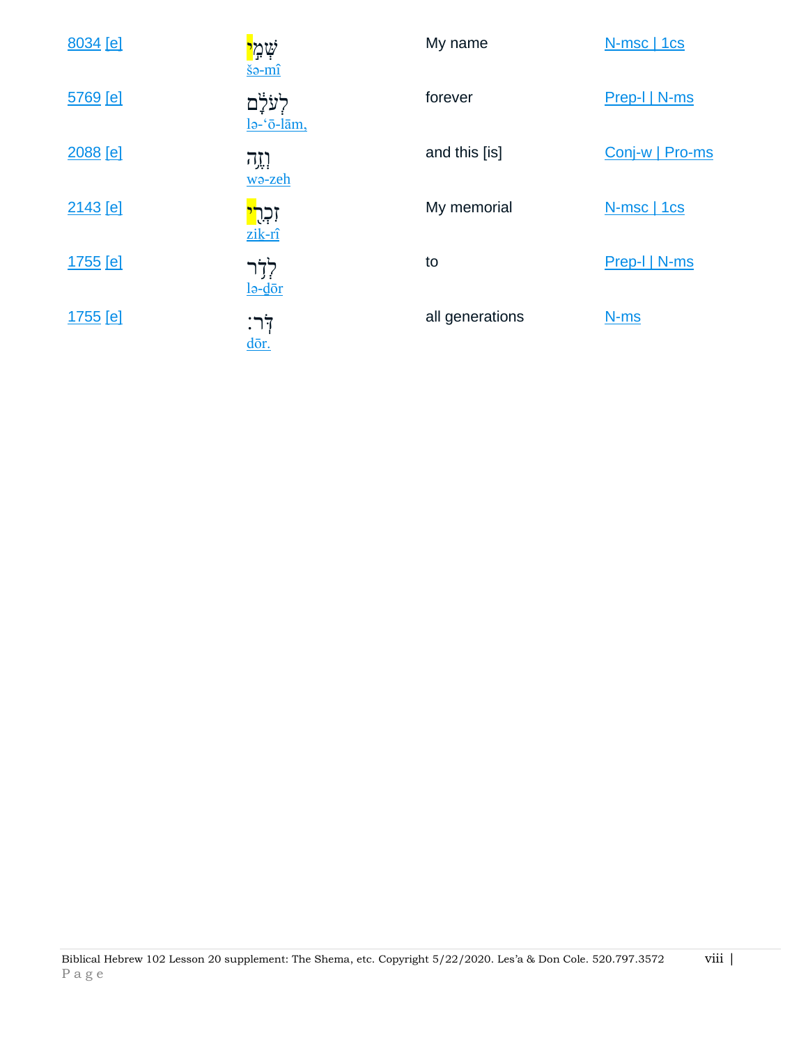| | | | |
|---|---|---|---|
| 8034 [e] | שְׁמִ֣י<br>šə-mî | My name | N-msc \| 1cs |
| 5769 [e] | לְעֹלָ֔ם<br>lə-‘ō-lām, | forever | Prep-l \| N-ms |
| 2088 [e] | וְזֶ֥ה<br>wə-zeh | and this [is] | Conj-w \| Pro-ms |
| 2143 [e] | זִכְרִ֖י<br>zik-rî | My memorial | N-msc \| 1cs |
| 1755 [e] | לְדֹ֥ר<br>lə-ḏōr | to | Prep-l \| N-ms |
| 1755 [e] | דֹּֽר׃<br>dōr. | all generations | N-ms |